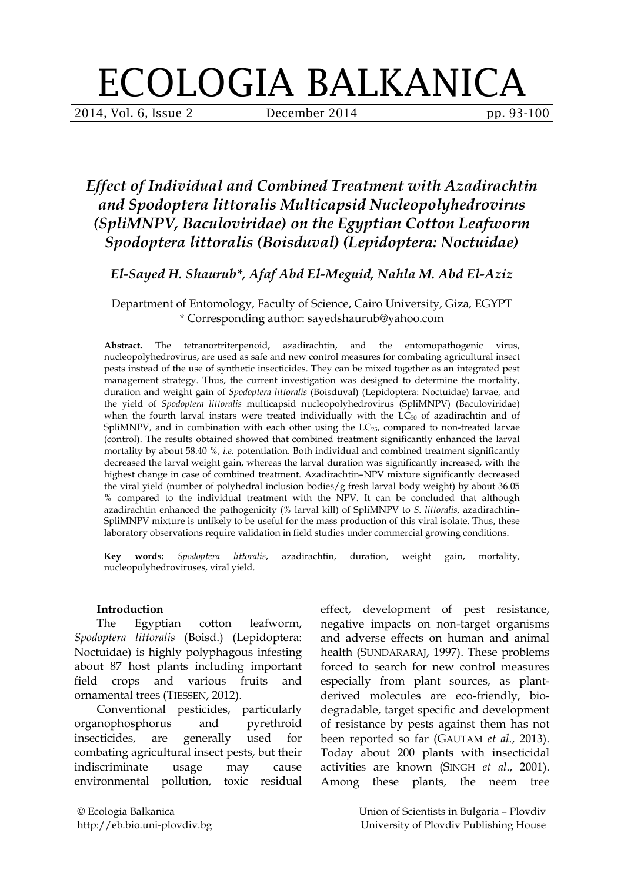# ECOLOGIA BALKANICA

2014, Vol. 6, Issue 2 December 2014 pp. 93-100

## *Effect of Individual and Combined Treatment with Azadirachtin and Spodoptera littoralis Multicapsid Nucleopolyhedrovirus (SpliMNPV, Baculoviridae) on the Egyptian Cotton Leafworm Spodoptera littoralis (Boisduval) (Lepidoptera: Noctuidae)*

***El-Sayed H. Shaurub\*, Afaf Abd El-Meguid, Nahla M. Abd El-Aziz***

Department of Entomology, Faculty of Science, Cairo University, Giza, EGYPT
\* Corresponding author: sayedshaurub@yahoo.com

**Abstract.** The tetranortriterpenoid, azadirachtin, and the entomopathogenic virus, nucleopolyhedrovirus, are used as safe and new control measures for combating agricultural insect pests instead of the use of synthetic insecticides. They can be mixed together as an integrated pest management strategy. Thus, the current investigation was designed to determine the mortality, duration and weight gain of *Spodoptera littoralis* (Boisduval) (Lepidoptera: Noctuidae) larvae, and the yield of *Spodoptera littoralis* multicapsid nucleopolyhedrovirus (SpliMNPV) (Baculoviridae) when the fourth larval instars were treated individually with the $LC_{50}$ of azadirachtin and of SpliMNPV, and in combination with each other using the $LC_{25}$, compared to non-treated larvae (control). The results obtained showed that combined treatment significantly enhanced the larval mortality by about 58.40 %, *i.e.* potentiation. Both individual and combined treatment significantly decreased the larval weight gain, whereas the larval duration was significantly increased, with the highest change in case of combined treatment. Azadirachtin–NPV mixture significantly decreased the viral yield (number of polyhedral inclusion bodies/g fresh larval body weight) by about 36.05 % compared to the individual treatment with the NPV. It can be concluded that although azadirachtin enhanced the pathogenicity (% larval kill) of SpliMNPV to *S. littoralis*, azadirachtin–SpliMNPV mixture is unlikely to be useful for the mass production of this viral isolate. Thus, these laboratory observations require validation in field studies under commercial growing conditions.

**Key words:** *Spodoptera littoralis*, azadirachtin, duration, weight gain, mortality, nucleopolyhedroviruses, viral yield.

### Introduction

The Egyptian cotton leafworm, *Spodoptera littoralis* (Boisd.) (Lepidoptera: Noctuidae) is highly polyphagous infesting about 87 host plants including important field crops and various fruits and ornamental trees (TIESSEN, 2012).

Conventional pesticides, particularly organophosphorus and pyrethroid insecticides, are generally used for combating agricultural insect pests, but their indiscriminate usage may cause environmental pollution, toxic residual effect, development of pest resistance, negative impacts on non-target organisms and adverse effects on human and animal health (SUNDARARAJ, 1997). These problems forced to search for new control measures especially from plant sources, as plant-derived molecules are eco-friendly, bio-degradable, target specific and development of resistance by pests against them has not been reported so far (GAUTAM *et al*., 2013). Today about 200 plants with insecticidal activities are known (SINGH *et al*., 2001). Among these plants, the neem tree

© Ecologia Balkanica
http://eb.bio.uni-plovdiv.bg

Union of Scientists in Bulgaria – Plovdiv
University of Plovdiv Publishing House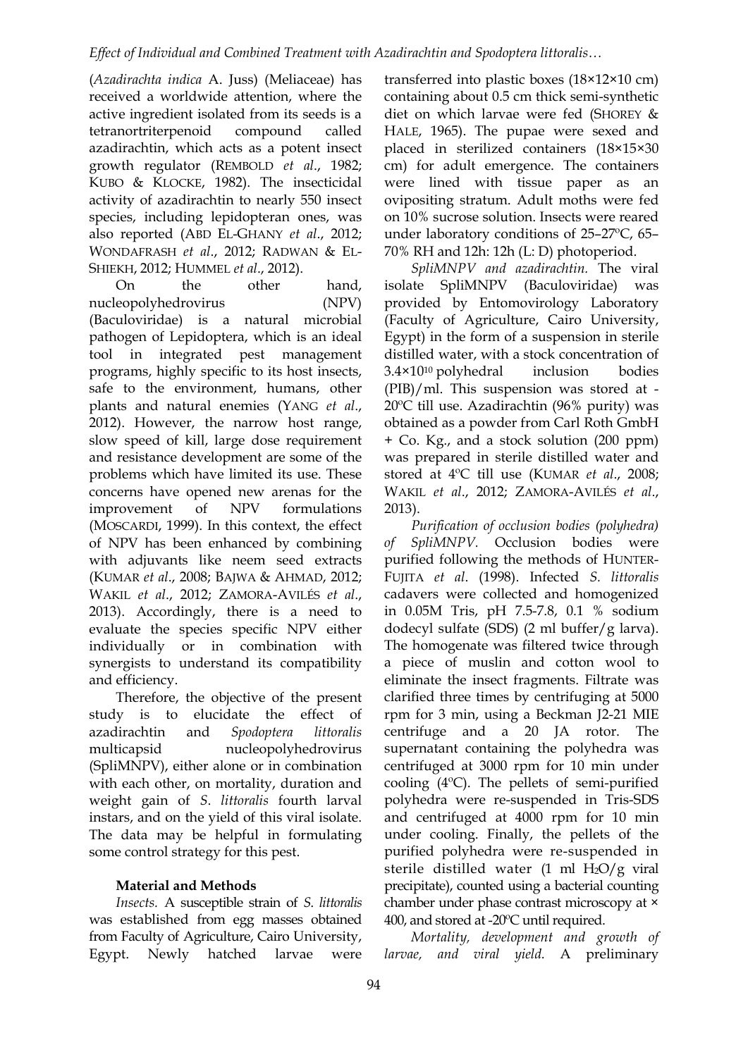(*Azadirachta indica* A. Juss) (Meliaceae) has received a worldwide attention, where the active ingredient isolated from its seeds is a tetranortriterpenoid compound called azadirachtin, which acts as a potent insect growth regulator (REMBOLD *et al*., 1982; KUBO & KLOCKE, 1982). The insecticidal activity of azadirachtin to nearly 550 insect species, including lepidopteran ones, was also reported (ABD EL-GHANY *et al*., 2012; WONDAFRASH *et al*., 2012; RADWAN & EL-SHIEKH, 2012; HUMMEL *et al*., 2012).

On the other hand, nucleopolyhedrovirus (NPV) (Baculoviridae) is a natural microbial pathogen of Lepidoptera, which is an ideal tool in integrated pest management programs, highly specific to its host insects, safe to the environment, humans, other plants and natural enemies (YANG *et al*., 2012). However, the narrow host range, slow speed of kill, large dose requirement and resistance development are some of the problems which have limited its use. These concerns have opened new arenas for the improvement of NPV formulations (MOSCARDI, 1999). In this context, the effect of NPV has been enhanced by combining with adjuvants like neem seed extracts (KUMAR *et al*., 2008; BAJWA & AHMAD, 2012; WAKIL *et al*., 2012; ZAMORA-AVILÉS *et al*., 2013). Accordingly, there is a need to evaluate the species specific NPV either individually or in combination with synergists to understand its compatibility and efficiency.

Therefore, the objective of the present study is to elucidate the effect of azadirachtin and *Spodoptera littoralis* multicapsid nucleopolyhedrovirus (SpliMNPV), either alone or in combination with each other, on mortality, duration and weight gain of *S. littoralis* fourth larval instars, and on the yield of this viral isolate. The data may be helpful in formulating some control strategy for this pest.

## Material and Methods

*Insects.* A susceptible strain of *S. littoralis* was established from egg masses obtained from Faculty of Agriculture, Cairo University, Egypt. Newly hatched larvae were transferred into plastic boxes (18×12×10 cm) containing about 0.5 cm thick semi-synthetic diet on which larvae were fed (SHOREY & HALE, 1965). The pupae were sexed and placed in sterilized containers (18×15×30 cm) for adult emergence. The containers were lined with tissue paper as an ovipositing stratum. Adult moths were fed on 10% sucrose solution. Insects were reared under laboratory conditions of 25–27°C, 65–70% RH and 12h: 12h (L: D) photoperiod.

*SpliMNPV and azadirachtin.* The viral isolate SpliMNPV (Baculoviridae) was provided by Entomovirology Laboratory (Faculty of Agriculture, Cairo University, Egypt) in the form of a suspension in sterile distilled water, with a stock concentration of $3.4\times10^{10}$ polyhedral inclusion bodies (PIB)/ml. This suspension was stored at -20°C till use. Azadirachtin (96% purity) was obtained as a powder from Carl Roth GmbH + Co. Kg., and a stock solution (200 ppm) was prepared in sterile distilled water and stored at 4°C till use (KUMAR *et al*., 2008; WAKIL *et al*., 2012; ZAMORA-AVILÉS *et al*., 2013).

*Purification of occlusion bodies (polyhedra) of SpliMNPV.* Occlusion bodies were purified following the methods of HUNTER-FUJITA *et al*. (1998). Infected *S. littoralis* cadavers were collected and homogenized in 0.05M Tris, pH 7.5-7.8, 0.1 % sodium dodecyl sulfate (SDS) (2 ml buffer/g larva). The homogenate was filtered twice through a piece of muslin and cotton wool to eliminate the insect fragments. Filtrate was clarified three times by centrifuging at 5000 rpm for 3 min, using a Beckman J2-21 MIE centrifuge and a 20 JA rotor. The supernatant containing the polyhedra was centrifuged at 3000 rpm for 10 min under cooling (4°C). The pellets of semi-purified polyhedra were re-suspended in Tris-SDS and centrifuged at 4000 rpm for 10 min under cooling. Finally, the pellets of the purified polyhedra were re-suspended in sterile distilled water (1 ml $H_2O$/g viral precipitate), counted using a bacterial counting chamber under phase contrast microscopy at × 400, and stored at -20°C until required.

*Mortality, development and growth of larvae, and viral yield.* A preliminary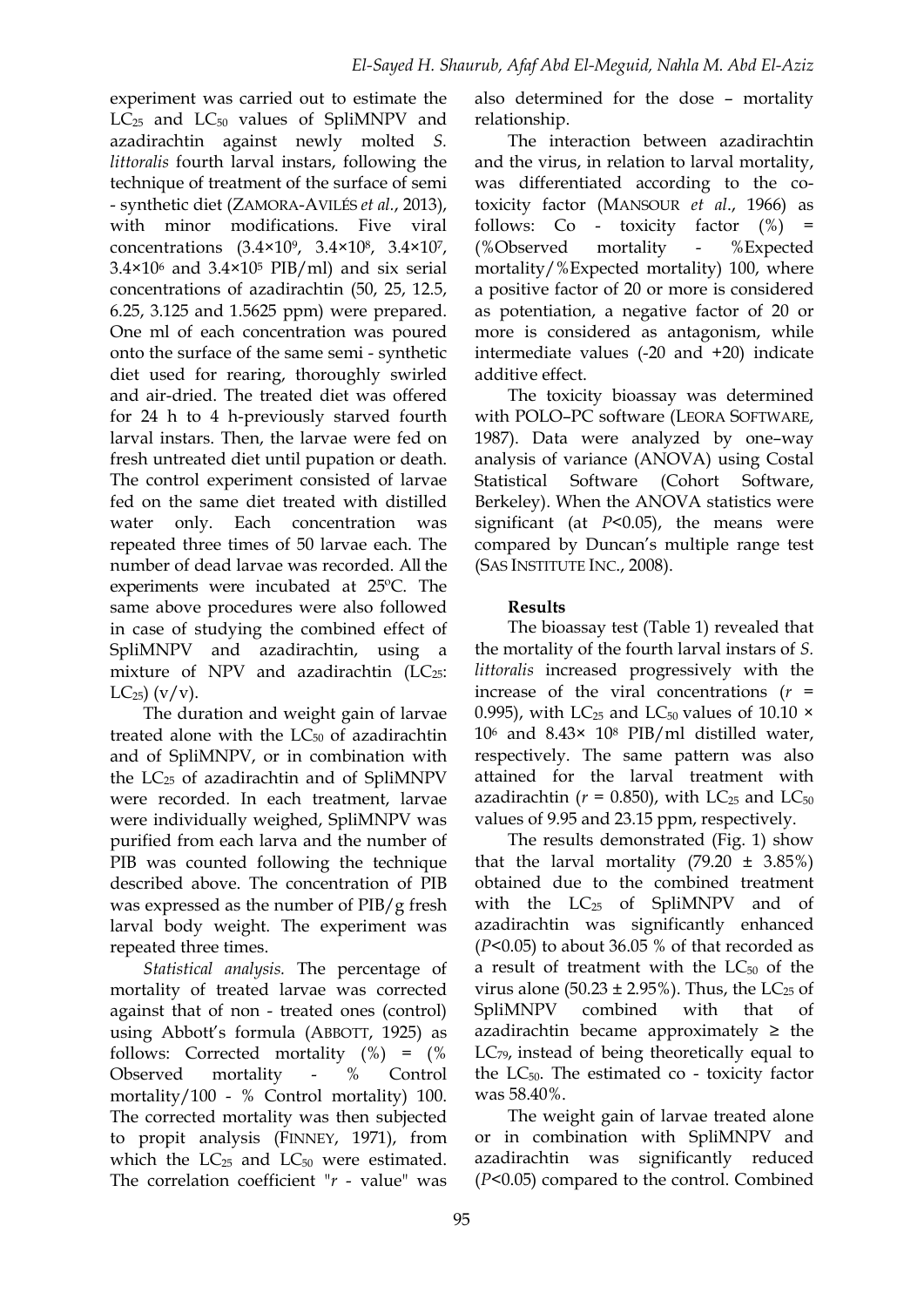experiment was carried out to estimate the $LC_{25}$ and $LC_{50}$ values of SpliMNPV and azadirachtin against newly molted *S. littoralis* fourth larval instars, following the technique of treatment of the surface of semi - synthetic diet (ZAMORA-AVILÉS *et al*., 2013), with minor modifications. Five viral concentrations ($3.4\times10^9$, $3.4\times10^8$, $3.4\times10^7$, $3.4\times10^6$ and $3.4\times10^5$ PIB/ml) and six serial concentrations of azadirachtin (50, 25, 12.5, 6.25, 3.125 and 1.5625 ppm) were prepared. One ml of each concentration was poured onto the surface of the same semi - synthetic diet used for rearing, thoroughly swirled and air-dried. The treated diet was offered for 24 h to 4 h-previously starved fourth larval instars. Then, the larvae were fed on fresh untreated diet until pupation or death. The control experiment consisted of larvae fed on the same diet treated with distilled water only. Each concentration was repeated three times of 50 larvae each. The number of dead larvae was recorded. All the experiments were incubated at 25ºC. The same above procedures were also followed in case of studying the combined effect of SpliMNPV and azadirachtin, using a mixture of NPV and azadirachtin ($LC_{25}$: $LC_{25}$) (v/v).

The duration and weight gain of larvae treated alone with the $LC_{50}$ of azadirachtin and of SpliMNPV, or in combination with the $LC_{25}$ of azadirachtin and of SpliMNPV were recorded. In each treatment, larvae were individually weighed, SpliMNPV was purified from each larva and the number of PIB was counted following the technique described above. The concentration of PIB was expressed as the number of PIB/g fresh larval body weight. The experiment was repeated three times.

*Statistical analysis.* The percentage of mortality of treated larvae was corrected against that of non - treated ones (control) using Abbott's formula (ABBOTT, 1925) as follows: Corrected mortality (%) = (% Observed mortality - % Control mortality/100 - % Control mortality) 100. The corrected mortality was then subjected to propit analysis (FINNEY, 1971), from which the $LC_{25}$ and $LC_{50}$ were estimated. The correlation coefficient "*r* - value" was also determined for the dose – mortality relationship.

The interaction between azadirachtin and the virus, in relation to larval mortality, was differentiated according to the co-toxicity factor (MANSOUR *et al*., 1966) as follows: Co - toxicity factor (%) = (%Observed mortality - %Expected mortality/%Expected mortality) 100, where a positive factor of 20 or more is considered as potentiation, a negative factor of 20 or more is considered as antagonism, while intermediate values (-20 and +20) indicate additive effect.

The toxicity bioassay was determined with POLO–PC software (LEORA SOFTWARE, 1987). Data were analyzed by one–way analysis of variance (ANOVA) using Costal Statistical Software (Cohort Software, Berkeley). When the ANOVA statistics were significant (at $P<0.05$), the means were compared by Duncan's multiple range test (SAS INSTITUTE INC., 2008).

## Results

The bioassay test (Table 1) revealed that the mortality of the fourth larval instars of *S. littoralis* increased progressively with the increase of the viral concentrations ($r$ = 0.995), with $LC_{25}$ and $LC_{50}$ values of $10.10\times10^6$ and $8.43\times10^8$ PIB/ml distilled water, respectively. The same pattern was also attained for the larval treatment with azadirachtin ($r$ = 0.850), with $LC_{25}$ and $LC_{50}$ values of 9.95 and 23.15 ppm, respectively.

The results demonstrated (Fig. 1) show that the larval mortality (79.20 ± 3.85%) obtained due to the combined treatment with the $LC_{25}$ of SpliMNPV and of azadirachtin was significantly enhanced ($P<0.05$) to about 36.05 % of that recorded as a result of treatment with the $LC_{50}$ of the virus alone (50.23 ± 2.95%). Thus, the $LC_{25}$ of SpliMNPV combined with that of azadirachtin became approximately ≥ the $LC_{79}$, instead of being theoretically equal to the $LC_{50}$. The estimated co - toxicity factor was 58.40%.

The weight gain of larvae treated alone or in combination with SpliMNPV and azadirachtin was significantly reduced ($P<0.05$) compared to the control. Combined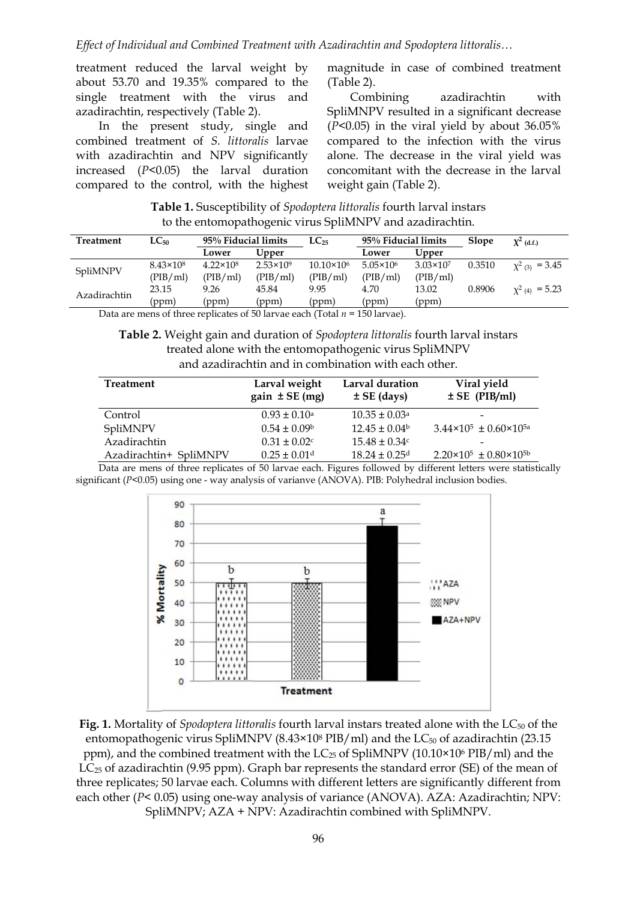treatment reduced the larval weight by about 53.70 and 19.35% compared to the single treatment with the virus and azadirachtin, respectively (Table 2).

In the present study, single and combined treatment of *S. littoralis* larvae with azadirachtin and NPV significantly increased ($P$<0.05) the larval duration compared to the control, with the highest magnitude in case of combined treatment (Table 2).

Combining azadirachtin with SpliMNPV resulted in a significant decrease ($P$<0.05) in the viral yield by about 36.05% compared to the infection with the virus alone. The decrease in the viral yield was concomitant with the decrease in the larval weight gain (Table 2).

**Table 1.** Susceptibility of *Spodoptera littoralis* fourth larval instars to the entomopathogenic virus SpliMNPV and azadirachtin.

| Treatment | $LC_{50}$ | 95% Fiducial limits | | $LC_{25}$ | 95% Fiducial limits | | Slope | $\chi^2$ (d.f.) |
|---|---|---|---|---|---|---|---|---|
| | | Lower | Upper | | Lower | Upper | | |
| SpliMNPV | $8.43\times10^8$ (PIB/ml) | $4.22\times10^8$ (PIB/ml) | $2.53\times10^9$ (PIB/ml) | $10.10\times10^6$ (PIB/ml) | $5.05\times10^6$ (PIB/ml) | $3.03\times10^7$ (PIB/ml) | 0.3510 | $\chi^2_{(3)}$ = 3.45 |
| Azadirachtin | 23.15 (ppm) | 9.26 (ppm) | 45.84 (ppm) | 9.95 (ppm) | 4.70 (ppm) | 13.02 (ppm) | 0.8906 | $\chi^2_{(4)}$ = 5.23 |

Data are mens of three replicates of 50 larvae each (Total $n$ = 150 larvae).

**Table 2.** Weight gain and duration of *Spodoptera littoralis* fourth larval instars treated alone with the entomopathogenic virus SpliMNPV and azadirachtin and in combination with each other.

| Treatment | Larval weight gain ± SE (mg) | Larval duration ± SE (days) | Viral yield ± SE (PIB/ml) |
|---|---|---|---|
| Control | $0.93 \pm 0.10^a$ | $10.35 \pm 0.03^a$ | - |
| SpliMNPV | $0.54 \pm 0.09^b$ | $12.45 \pm 0.04^b$ | $3.44\times10^5 \pm 0.60\times10^{5a}$ |
| Azadirachtin | $0.31 \pm 0.02^c$ | $15.48 \pm 0.34^c$ | - |
| Azadirachtin+ SpliMNPV | $0.25 \pm 0.01^d$ | $18.24 \pm 0.25^d$ | $2.20\times10^5 \pm 0.80\times10^{5b}$ |

Data are mens of three replicates of 50 larvae each. Figures followed by different letters were statistically significant ($P$<0.05) using one - way analysis of varianve (ANOVA). PIB: Polyhedral inclusion bodies.

**Fig. 1.** Mortality of *Spodoptera littoralis* fourth larval instars treated alone with the $LC_{50}$ of the entomopathogenic virus SpliMNPV ($8.43\times10^8$ PIB/ml) and the $LC_{50}$ of azadirachtin (23.15 ppm), and the combined treatment with the $LC_{25}$ of SpliMNPV ($10.10\times10^6$ PIB/ml) and the $LC_{25}$ of azadirachtin (9.95 ppm). Graph bar represents the standard error (SE) of the mean of three replicates; 50 larvae each. Columns with different letters are significantly different from each other ($P$< 0.05) using one-way analysis of variance (ANOVA). AZA: Azadirachtin; NPV: SpliMNPV; AZA + NPV: Azadirachtin combined with SpliMNPV.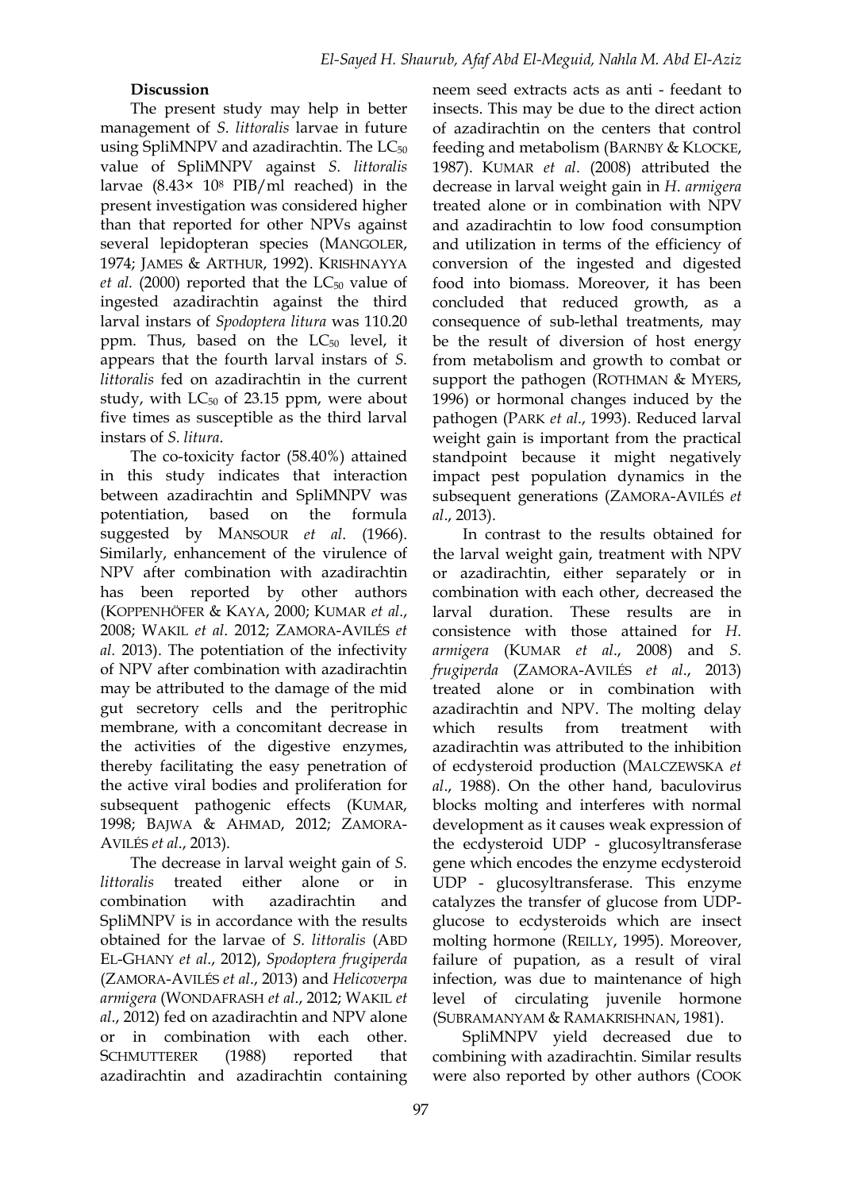## Discussion

The present study may help in better management of *S. littoralis* larvae in future using SpliMNPV and azadirachtin. The $LC_{50}$ value of SpliMNPV against *S. littoralis* larvae ($8.43\times 10^8$ PIB/ml reached) in the present investigation was considered higher than that reported for other NPVs against several lepidopteran species (MANGOLER, 1974; JAMES & ARTHUR, 1992). KRISHNAYYA *et al.* (2000) reported that the $LC_{50}$ value of ingested azadirachtin against the third larval instars of *Spodoptera litura* was 110.20 ppm. Thus, based on the $LC_{50}$ level, it appears that the fourth larval instars of *S. littoralis* fed on azadirachtin in the current study, with $LC_{50}$ of 23.15 ppm, were about five times as susceptible as the third larval instars of *S. litura*.

The co-toxicity factor (58.40%) attained in this study indicates that interaction between azadirachtin and SpliMNPV was potentiation, based on the formula suggested by MANSOUR *et al*. (1966). Similarly, enhancement of the virulence of NPV after combination with azadirachtin has been reported by other authors (KOPPENHÖFER & KAYA, 2000; KUMAR *et al*., 2008; WAKIL *et al*. 2012; ZAMORA-AVILÉS *et al.* 2013). The potentiation of the infectivity of NPV after combination with azadirachtin may be attributed to the damage of the mid gut secretory cells and the peritrophic membrane, with a concomitant decrease in the activities of the digestive enzymes, thereby facilitating the easy penetration of the active viral bodies and proliferation for subsequent pathogenic effects (KUMAR, 1998; BAJWA & AHMAD, 2012; ZAMORA-AVILÉS *et al*., 2013).

The decrease in larval weight gain of *S. littoralis* treated either alone or in combination with azadirachtin and SpliMNPV is in accordance with the results obtained for the larvae of *S. littoralis* (ABD EL-GHANY *et al*., 2012), *Spodoptera frugiperda* (ZAMORA-AVILÉS *et al*., 2013) and *Helicoverpa armigera* (WONDAFRASH *et al*., 2012; WAKIL *et al*., 2012) fed on azadirachtin and NPV alone or in combination with each other. SCHMUTTERER (1988) reported that azadirachtin and azadirachtin containing neem seed extracts acts as anti - feedant to insects. This may be due to the direct action of azadirachtin on the centers that control feeding and metabolism (BARNBY & KLOCKE, 1987). KUMAR *et al*. (2008) attributed the decrease in larval weight gain in *H. armigera* treated alone or in combination with NPV and azadirachtin to low food consumption and utilization in terms of the efficiency of conversion of the ingested and digested food into biomass. Moreover, it has been concluded that reduced growth, as a consequence of sub-lethal treatments, may be the result of diversion of host energy from metabolism and growth to combat or support the pathogen (ROTHMAN & MYERS, 1996) or hormonal changes induced by the pathogen (PARK *et al*., 1993). Reduced larval weight gain is important from the practical standpoint because it might negatively impact pest population dynamics in the subsequent generations (ZAMORA-AVILÉS *et al*., 2013).

In contrast to the results obtained for the larval weight gain, treatment with NPV or azadirachtin, either separately or in combination with each other, decreased the larval duration. These results are in consistence with those attained for *H. armigera* (KUMAR *et al*., 2008) and *S. frugiperda* (ZAMORA-AVILÉS *et al*., 2013) treated alone or in combination with azadirachtin and NPV. The molting delay which results from treatment with azadirachtin was attributed to the inhibition of ecdysteroid production (MALCZEWSKA *et al*., 1988). On the other hand, baculovirus blocks molting and interferes with normal development as it causes weak expression of the ecdysteroid UDP - glucosyltransferase gene which encodes the enzyme ecdysteroid UDP - glucosyltransferase. This enzyme catalyzes the transfer of glucose from UDP-glucose to ecdysteroids which are insect molting hormone (REILLY, 1995). Moreover, failure of pupation, as a result of viral infection, was due to maintenance of high level of circulating juvenile hormone (SUBRAMANYAM & RAMAKRISHNAN, 1981).

SpliMNPV yield decreased due to combining with azadirachtin. Similar results were also reported by other authors (COOK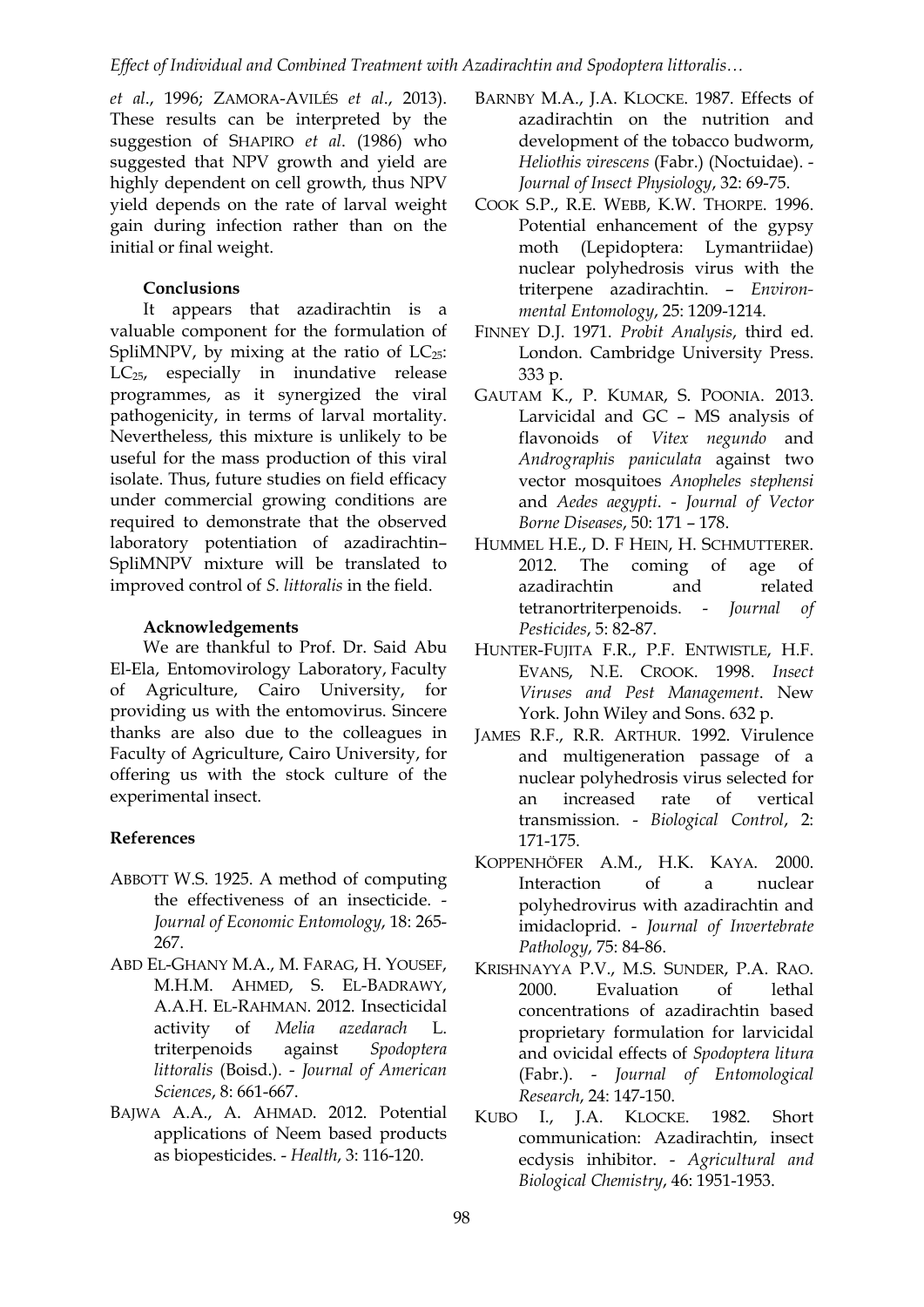*et al*., 1996; ZAMORA-AVILÉS *et al*., 2013). These results can be interpreted by the suggestion of SHAPIRO *et al*. (1986) who suggested that NPV growth and yield are highly dependent on cell growth, thus NPV yield depends on the rate of larval weight gain during infection rather than on the initial or final weight.

### Conclusions

It appears that azadirachtin is a valuable component for the formulation of SpliMNPV, by mixing at the ratio of $LC_{25}$: $LC_{25}$, especially in inundative release programmes, as it synergized the viral pathogenicity, in terms of larval mortality. Nevertheless, this mixture is unlikely to be useful for the mass production of this viral isolate. Thus, future studies on field efficacy under commercial growing conditions are required to demonstrate that the observed laboratory potentiation of azadirachtin–SpliMNPV mixture will be translated to improved control of *S. littoralis* in the field.

### Acknowledgements

We are thankful to Prof. Dr. Said Abu El-Ela, Entomovirology Laboratory, Faculty of Agriculture, Cairo University, for providing us with the entomovirus. Sincere thanks are also due to the colleagues in Faculty of Agriculture, Cairo University, for offering us with the stock culture of the experimental insect.

## References

ABBOTT W.S. 1925. A method of computing the effectiveness of an insecticide. - *Journal of Economic Entomology*, 18: 265-267.

ABD EL-GHANY M.A., M. FARAG, H. YOUSEF, M.H.M. AHMED, S. EL-BADRAWY, A.A.H. EL-RAHMAN. 2012. Insecticidal activity of *Melia azedarach* L. triterpenoids against *Spodoptera littoralis* (Boisd.). - *Journal of American Sciences*, 8: 661-667.

BAJWA A.A., A. AHMAD. 2012. Potential applications of Neem based products as biopesticides. - *Health*, 3: 116-120.

BARNBY M.A., J.A. KLOCKE. 1987. Effects of azadirachtin on the nutrition and development of the tobacco budworm, *Heliothis virescens* (Fabr.) (Noctuidae). - *Journal of Insect Physiology*, 32: 69-75.

COOK S.P., R.E. WEBB, K.W. THORPE. 1996. Potential enhancement of the gypsy moth (Lepidoptera: Lymantriidae) nuclear polyhedrosis virus with the triterpene azadirachtin. – *Environmental Entomology*, 25: 1209-1214.

FINNEY D.J. 1971. *Probit Analysis*, third ed. London. Cambridge University Press. 333 p.

GAUTAM K., P. KUMAR, S. POONIA. 2013. Larvicidal and GC – MS analysis of flavonoids of *Vitex negundo* and *Andrographis paniculata* against two vector mosquitoes *Anopheles stephensi* and *Aedes aegypti*. - *Journal of Vector Borne Diseases*, 50: 171 – 178.

HUMMEL H.E., D. F HEIN, H. SCHMUTTERER. 2012. The coming of age of azadirachtin and related tetranortriterpenoids. - *Journal of Pesticides*, 5: 82-87.

HUNTER-FUJITA F.R., P.F. ENTWISTLE, H.F. EVANS, N.E. CROOK. 1998. *Insect Viruses and Pest Management*. New York. John Wiley and Sons. 632 p.

JAMES R.F., R.R. ARTHUR. 1992. Virulence and multigeneration passage of a nuclear polyhedrosis virus selected for an increased rate of vertical transmission. - *Biological Control*, 2: 171-175.

KOPPENHÖFER A.M., H.K. KAYA. 2000. Interaction of a nuclear polyhedrovirus with azadirachtin and imidacloprid. - *Journal of Invertebrate Pathology*, 75: 84-86.

KRISHNAYYA P.V., M.S. SUNDER, P.A. RAO. 2000. Evaluation of lethal concentrations of azadirachtin based proprietary formulation for larvicidal and ovicidal effects of *Spodoptera litura* (Fabr.). - *Journal of Entomological Research*, 24: 147-150.

KUBO I., J.A. KLOCKE. 1982. Short communication: Azadirachtin, insect ecdysis inhibitor. - *Agricultural and Biological Chemistry*, 46: 1951-1953.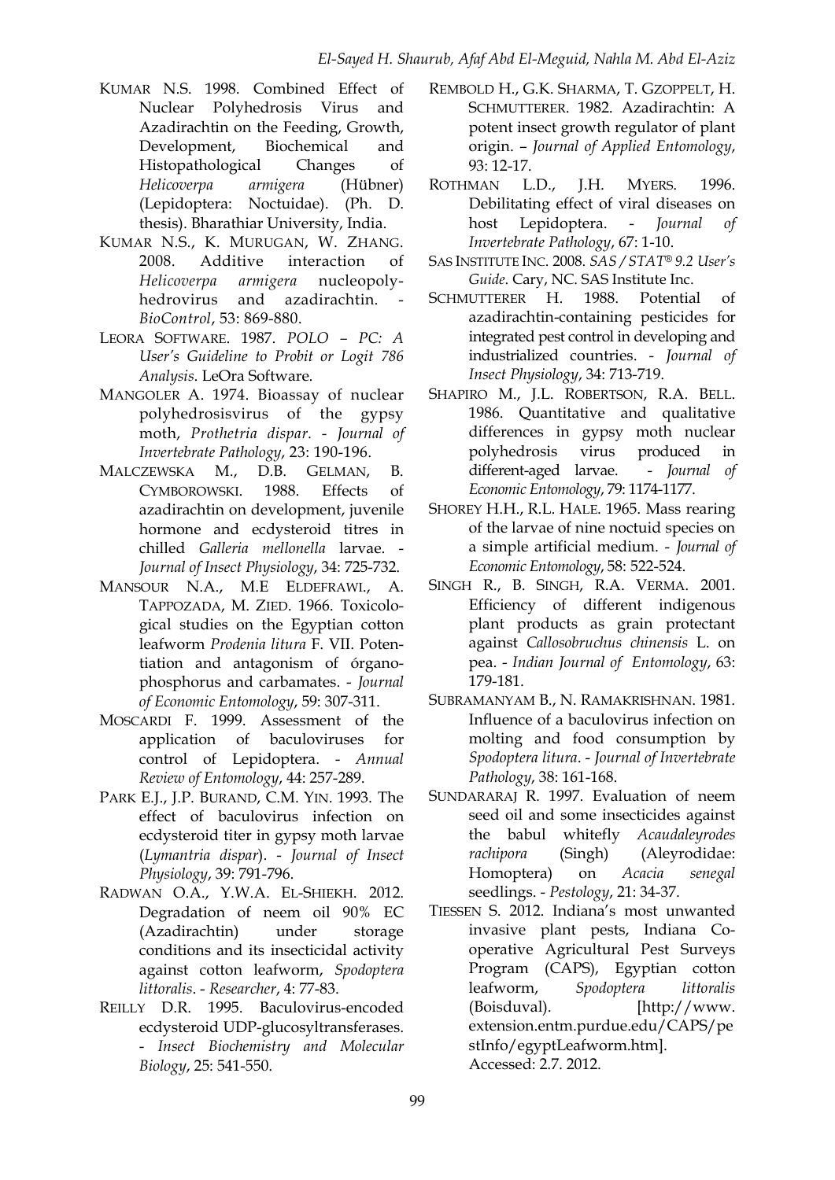KUMAR N.S. 1998. Combined Effect of Nuclear Polyhedrosis Virus and Azadirachtin on the Feeding, Growth, Development, Biochemical and Histopathological Changes of *Helicoverpa armigera* (Hübner) (Lepidoptera: Noctuidae). (Ph. D. thesis). Bharathiar University, India.

KUMAR N.S., K. MURUGAN, W. ZHANG. 2008. Additive interaction of *Helicoverpa armigera* nucleopolyhedrovirus and azadirachtin. - *BioControl*, 53: 869-880.

LEORA SOFTWARE. 1987. *POLO – PC: A User's Guideline to Probit or Logit 786 Analysis*. LeOra Software.

MANGOLER A. 1974. Bioassay of nuclear polyhedrosisvirus of the gypsy moth, *Prothetria dispar*. - *Journal of Invertebrate Pathology*, 23: 190-196.

MALCZEWSKA M., D.B. GELMAN, B. CYMBOROWSKI. 1988. Effects of azadirachtin on development, juvenile hormone and ecdysteroid titres in chilled *Galleria mellonella* larvae. - *Journal of Insect Physiology*, 34: 725-732.

MANSOUR N.A., M.E ELDEFRAWI., A. TAPPOZADA, M. ZIED. 1966. Toxicological studies on the Egyptian cotton leafworm *Prodenia litura* F. VII. Potentiation and antagonism of órganophosphorus and carbamates. - *Journal of Economic Entomology*, 59: 307-311.

MOSCARDI F. 1999. Assessment of the application of baculoviruses for control of Lepidoptera. - *Annual Review of Entomology*, 44: 257-289.

PARK E.J., J.P. BURAND, C.M. YIN. 1993. The effect of baculovirus infection on ecdysteroid titer in gypsy moth larvae (*Lymantria dispar*). - *Journal of Insect Physiology*, 39: 791-796.

RADWAN O.A., Y.W.A. EL-SHIEKH. 2012. Degradation of neem oil 90% EC (Azadirachtin) under storage conditions and its insecticidal activity against cotton leafworm, *Spodoptera littoralis*. - *Researcher*, 4: 77-83.

REILLY D.R. 1995. Baculovirus-encoded ecdysteroid UDP-glucosyltransferases. - *Insect Biochemistry and Molecular Biology*, 25: 541-550.

REMBOLD H., G.K. SHARMA, T. GZOPPELT, H. SCHMUTTERER. 1982. Azadirachtin: A potent insect growth regulator of plant origin. – *Journal of Applied Entomology*, 93: 12-17.

ROTHMAN L.D., J.H. MYERS. 1996. Debilitating effect of viral diseases on host Lepidoptera. - *Journal of Invertebrate Pathology*, 67: 1-10.

SAS INSTITUTE INC. 2008. *SAS / STAT® 9.2 User's Guide*. Cary, NC. SAS Institute Inc.

SCHMUTTERER H. 1988. Potential of azadirachtin-containing pesticides for integrated pest control in developing and industrialized countries. - *Journal of Insect Physiology*, 34: 713-719.

SHAPIRO M., J.L. ROBERTSON, R.A. BELL. 1986. Quantitative and qualitative differences in gypsy moth nuclear polyhedrosis virus produced in different-aged larvae. - *Journal of Economic Entomology*, 79: 1174-1177.

SHOREY H.H., R.L. HALE. 1965. Mass rearing of the larvae of nine noctuid species on a simple artificial medium. - *Journal of Economic Entomology*, 58: 522-524.

SINGH R., B. SINGH, R.A. VERMA. 2001. Efficiency of different indigenous plant products as grain protectant against *Callosobruchus chinensis* L. on pea. - *Indian Journal of Entomology*, 63: 179-181.

SUBRAMANYAM B., N. RAMAKRISHNAN. 1981. Influence of a baculovirus infection on molting and food consumption by *Spodoptera litura*. - *Journal of Invertebrate Pathology*, 38: 161-168.

SUNDARARAJ R. 1997. Evaluation of neem seed oil and some insecticides against the babul whitefly *Acaudaleyrodes rachipora* (Singh) (Aleyrodidae: Homoptera) on *Acacia senegal* seedlings. - *Pestology*, 21: 34-37.

TIESSEN S. 2012. Indiana's most unwanted invasive plant pests, Indiana Cooperative Agricultural Pest Surveys Program (CAPS), Egyptian cotton leafworm, *Spodoptera littoralis* (Boisduval). [http://www.extension.entm.purdue.edu/CAPS/pestInfo/egyptLeafworm.htm]. Accessed: 2.7. 2012.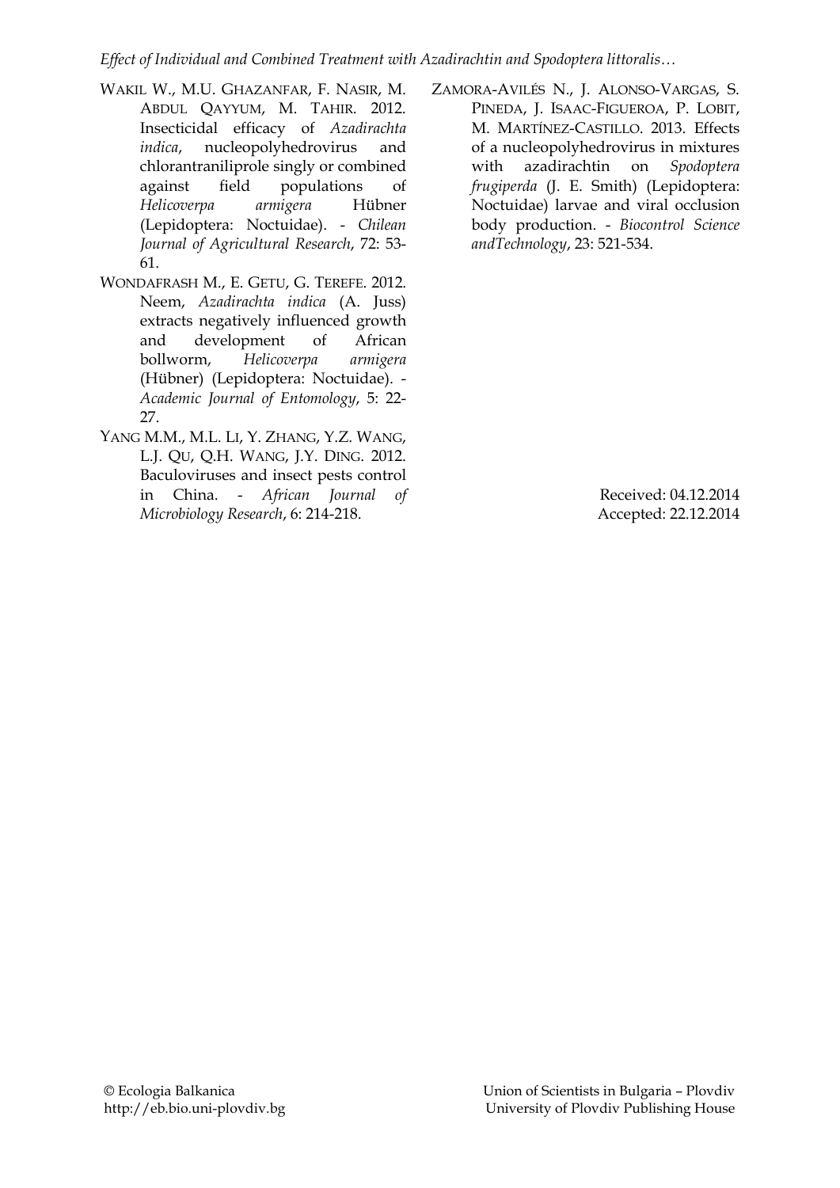WAKIL W., M.U. GHAZANFAR, F. NASIR, M. ABDUL QAYYUM, M. TAHIR. 2012. Insecticidal efficacy of *Azadirachta indica*, nucleopolyhedrovirus and chlorantraniliprole singly or combined against field populations of *Helicoverpa armigera* Hübner (Lepidoptera: Noctuidae). - *Chilean Journal of Agricultural Research*, 72: 53-61.

WONDAFRASH M., E. GETU, G. TEREFE. 2012. Neem, *Azadirachta indica* (A. Juss) extracts negatively influenced growth and development of African bollworm, *Helicoverpa armigera* (Hübner) (Lepidoptera: Noctuidae). - *Academic Journal of Entomology*, 5: 22-27.

YANG M.M., M.L. LI, Y. ZHANG, Y.Z. WANG, L.J. QU, Q.H. WANG, J.Y. DING. 2012. Baculoviruses and insect pests control in China. - *African Journal of Microbiology Research*, 6: 214-218.

ZAMORA-AVILÉS N., J. ALONSO-VARGAS, S. PINEDA, J. ISAAC-FIGUEROA, P. LOBIT, M. MARTÍNEZ-CASTILLO. 2013. Effects of a nucleopolyhedrovirus in mixtures with azadirachtin on *Spodoptera frugiperda* (J. E. Smith) (Lepidoptera: Noctuidae) larvae and viral occlusion body production. - *Biocontrol Science andTechnology*, 23: 521-534.

Received: 04.12.2014
Accepted: 22.12.2014